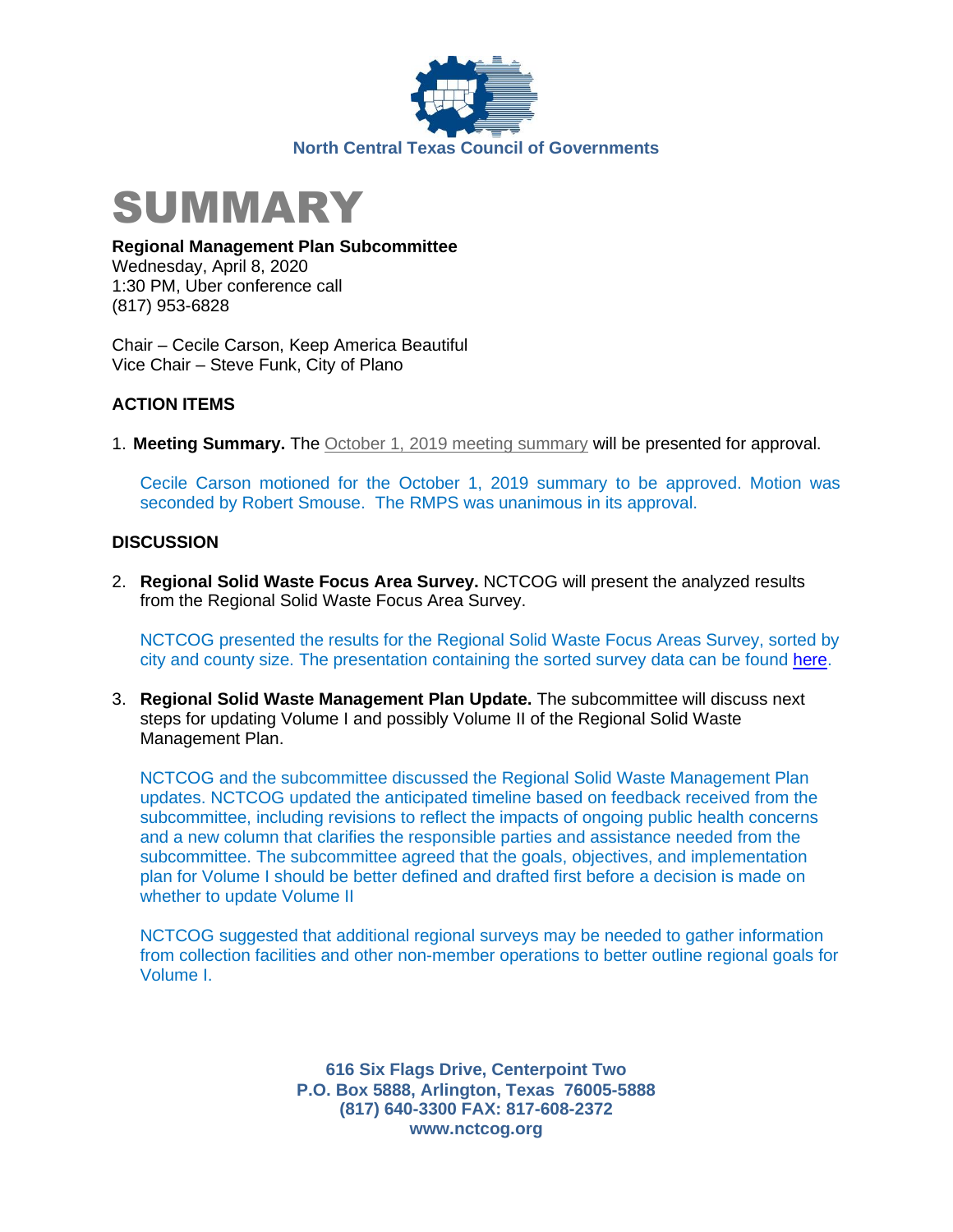North Central Texas Council of Governments

# SUMMARY

**Regional Management Plan Subcommittee**
Wednesday, April 8, 2020
1:30 PM, Uber conference call
(817) 953-6828

Chair – Cecile Carson, Keep America Beautiful
Vice Chair – Steve Funk, City of Plano

## ACTION ITEMS

1. **Meeting Summary.** The October 1, 2019 meeting summary will be presented for approval.

   Cecile Carson motioned for the October 1, 2019 summary to be approved. Motion was seconded by Robert Smouse. The RMPS was unanimous in its approval.

## DISCUSSION

2. **Regional Solid Waste Focus Area Survey.** NCTCOG will present the analyzed results from the Regional Solid Waste Focus Area Survey.

   NCTCOG presented the results for the Regional Solid Waste Focus Areas Survey, sorted by city and county size. The presentation containing the sorted survey data can be found here.

3. **Regional Solid Waste Management Plan Update.** The subcommittee will discuss next steps for updating Volume I and possibly Volume II of the Regional Solid Waste Management Plan.

   NCTCOG and the subcommittee discussed the Regional Solid Waste Management Plan updates. NCTCOG updated the anticipated timeline based on feedback received from the subcommittee, including revisions to reflect the impacts of ongoing public health concerns and a new column that clarifies the responsible parties and assistance needed from the subcommittee. The subcommittee agreed that the goals, objectives, and implementation plan for Volume I should be better defined and drafted first before a decision is made on whether to update Volume II

   NCTCOG suggested that additional regional surveys may be needed to gather information from collection facilities and other non-member operations to better outline regional goals for Volume I.

**616 Six Flags Drive, Centerpoint Two**
**P.O. Box 5888, Arlington, Texas 76005-5888**
**(817) 640-3300 FAX: 817-608-2372**
**www.nctcog.org**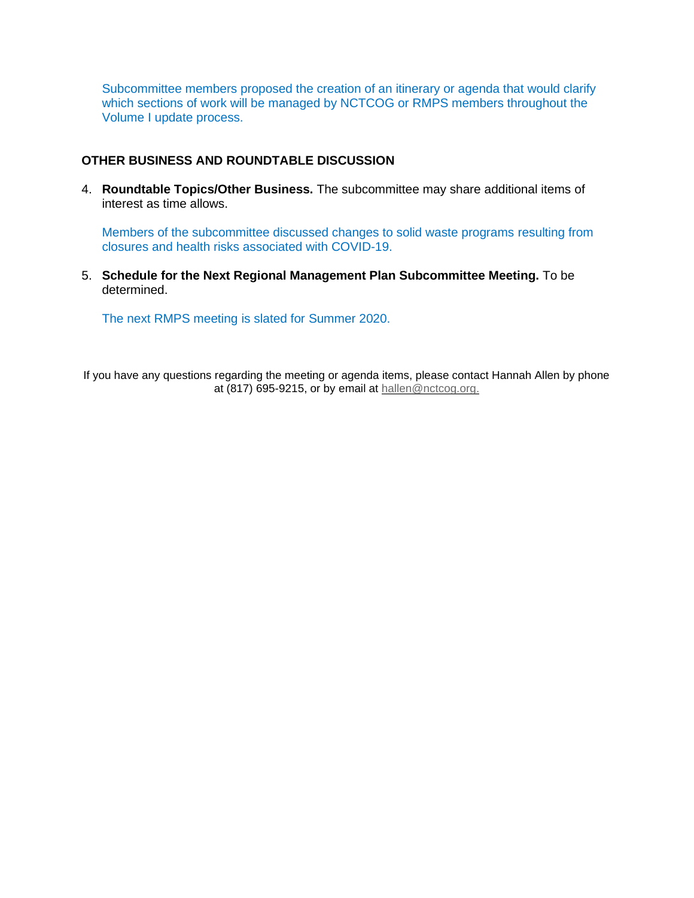Subcommittee members proposed the creation of an itinerary or agenda that would clarify which sections of work will be managed by NCTCOG or RMPS members throughout the Volume I update process.

## OTHER BUSINESS AND ROUNDTABLE DISCUSSION

4. **Roundtable Topics/Other Business.** The subcommittee may share additional items of interest as time allows.

   Members of the subcommittee discussed changes to solid waste programs resulting from closures and health risks associated with COVID-19.

5. **Schedule for the Next Regional Management Plan Subcommittee Meeting.** To be determined.

   The next RMPS meeting is slated for Summer 2020.

If you have any questions regarding the meeting or agenda items, please contact Hannah Allen by phone at (817) 695-9215, or by email at hallen@nctcog.org.